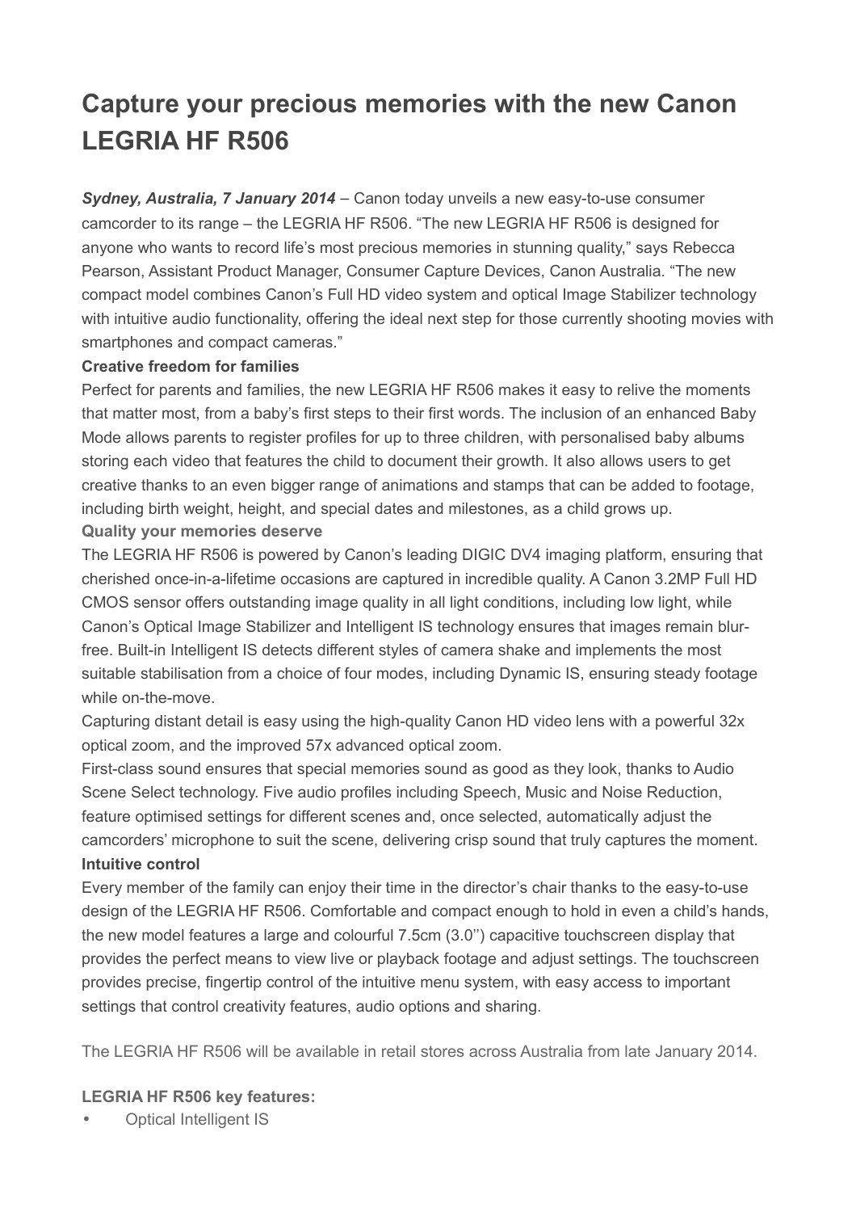# Capture your precious memories with the new Canon LEGRIA HF R506

***Sydney, Australia, 7 January 2014*** – Canon today unveils a new easy-to-use consumer camcorder to its range – the LEGRIA HF R506. "The new LEGRIA HF R506 is designed for anyone who wants to record life's most precious memories in stunning quality," says Rebecca Pearson, Assistant Product Manager, Consumer Capture Devices, Canon Australia. "The new compact model combines Canon's Full HD video system and optical Image Stabilizer technology with intuitive audio functionality, offering the ideal next step for those currently shooting movies with smartphones and compact cameras."

**Creative freedom for families**

Perfect for parents and families, the new LEGRIA HF R506 makes it easy to relive the moments that matter most, from a baby's first steps to their first words. The inclusion of an enhanced Baby Mode allows parents to register profiles for up to three children, with personalised baby albums storing each video that features the child to document their growth. It also allows users to get creative thanks to an even bigger range of animations and stamps that can be added to footage, including birth weight, height, and special dates and milestones, as a child grows up.

**Quality your memories deserve**

The LEGRIA HF R506 is powered by Canon's leading DIGIC DV4 imaging platform, ensuring that cherished once-in-a-lifetime occasions are captured in incredible quality. A Canon 3.2MP Full HD CMOS sensor offers outstanding image quality in all light conditions, including low light, while Canon's Optical Image Stabilizer and Intelligent IS technology ensures that images remain blur-free. Built-in Intelligent IS detects different styles of camera shake and implements the most suitable stabilisation from a choice of four modes, including Dynamic IS, ensuring steady footage while on-the-move.

Capturing distant detail is easy using the high-quality Canon HD video lens with a powerful 32x optical zoom, and the improved 57x advanced optical zoom.

First-class sound ensures that special memories sound as good as they look, thanks to Audio Scene Select technology. Five audio profiles including Speech, Music and Noise Reduction, feature optimised settings for different scenes and, once selected, automatically adjust the camcorders' microphone to suit the scene, delivering crisp sound that truly captures the moment.

**Intuitive control**

Every member of the family can enjoy their time in the director's chair thanks to the easy-to-use design of the LEGRIA HF R506. Comfortable and compact enough to hold in even a child's hands, the new model features a large and colourful 7.5cm (3.0'') capacitive touchscreen display that provides the perfect means to view live or playback footage and adjust settings. The touchscreen provides precise, fingertip control of the intuitive menu system, with easy access to important settings that control creativity features, audio options and sharing.

The LEGRIA HF R506 will be available in retail stores across Australia from late January 2014.

**LEGRIA HF R506 key features:**

- Optical Intelligent IS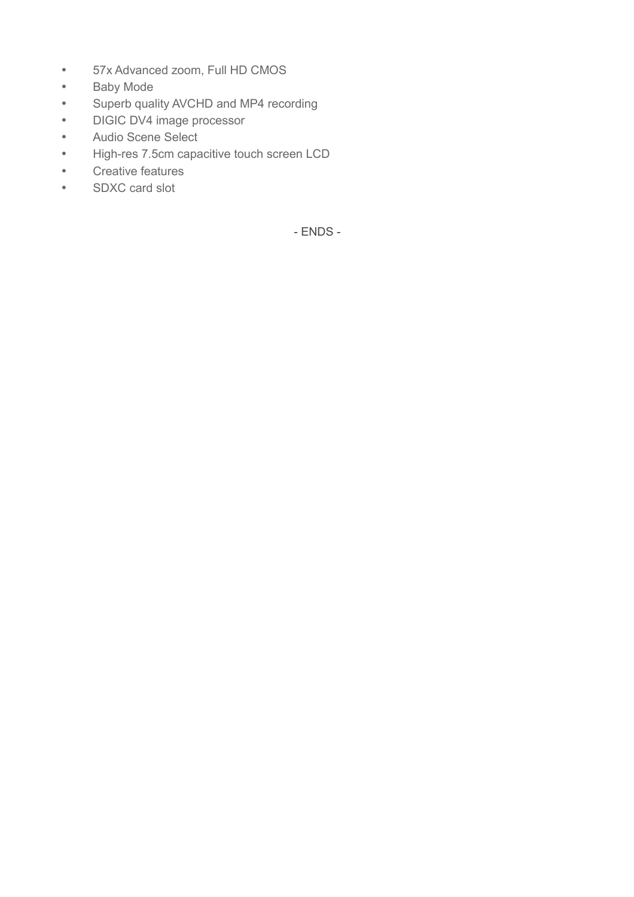- 57x Advanced zoom, Full HD CMOS
- Baby Mode
- Superb quality AVCHD and MP4 recording
- DIGIC DV4 image processor
- Audio Scene Select
- High-res 7.5cm capacitive touch screen LCD
- Creative features
- SDXC card slot

- ENDS -